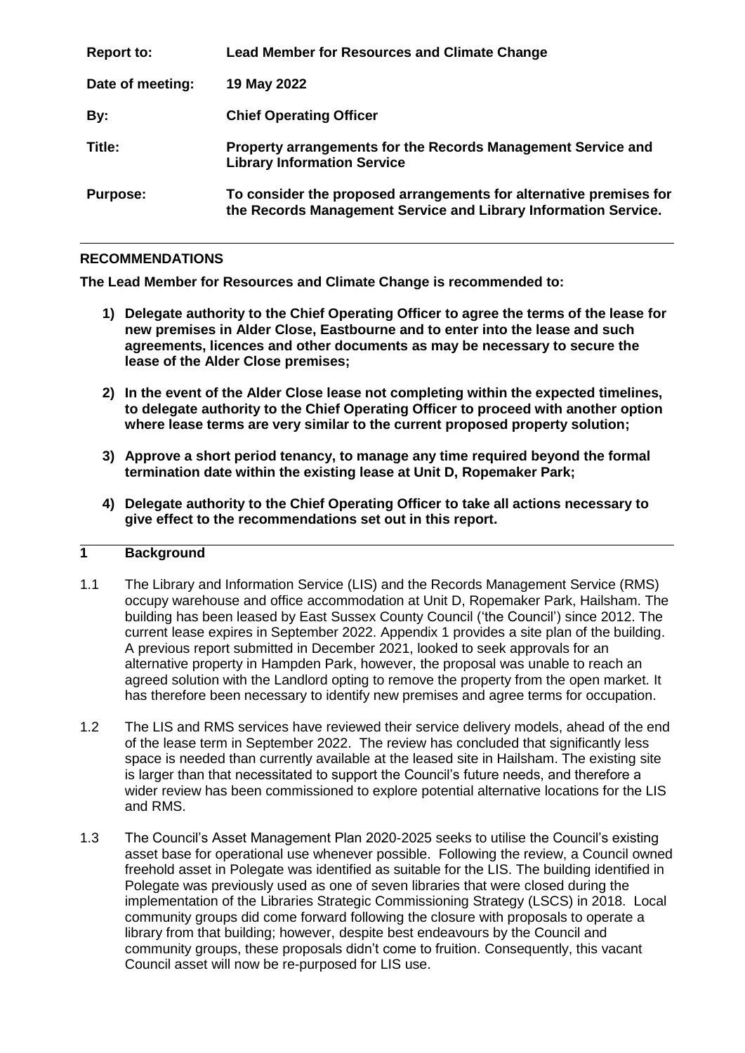| | |
|---|---|
| **Report to:** | **Lead Member for Resources and Climate Change** |
| **Date of meeting:** | **19 May 2022** |
| **By:** | **Chief Operating Officer** |
| **Title:** | **Property arrangements for the Records Management Service and Library Information Service** |
| **Purpose:** | **To consider the proposed arrangements for alternative premises for the Records Management Service and Library Information Service.** |

## RECOMMENDATIONS

**The Lead Member for Resources and Climate Change is recommended to:**

1) **Delegate authority to the Chief Operating Officer to agree the terms of the lease for new premises in Alder Close, Eastbourne and to enter into the lease and such agreements, licences and other documents as may be necessary to secure the lease of the Alder Close premises;**

2) **In the event of the Alder Close lease not completing within the expected timelines, to delegate authority to the Chief Operating Officer to proceed with another option where lease terms are very similar to the current proposed property solution;**

3) **Approve a short period tenancy, to manage any time required beyond the formal termination date within the existing lease at Unit D, Ropemaker Park;**

4) **Delegate authority to the Chief Operating Officer to take all actions necessary to give effect to the recommendations set out in this report.**

## 1 Background

1.1 The Library and Information Service (LIS) and the Records Management Service (RMS) occupy warehouse and office accommodation at Unit D, Ropemaker Park, Hailsham. The building has been leased by East Sussex County Council ('the Council') since 2012. The current lease expires in September 2022. Appendix 1 provides a site plan of the building. A previous report submitted in December 2021, looked to seek approvals for an alternative property in Hampden Park, however, the proposal was unable to reach an agreed solution with the Landlord opting to remove the property from the open market. It has therefore been necessary to identify new premises and agree terms for occupation.

1.2 The LIS and RMS services have reviewed their service delivery models, ahead of the end of the lease term in September 2022. The review has concluded that significantly less space is needed than currently available at the leased site in Hailsham. The existing site is larger than that necessitated to support the Council's future needs, and therefore a wider review has been commissioned to explore potential alternative locations for the LIS and RMS.

1.3 The Council's Asset Management Plan 2020-2025 seeks to utilise the Council's existing asset base for operational use whenever possible. Following the review, a Council owned freehold asset in Polegate was identified as suitable for the LIS. The building identified in Polegate was previously used as one of seven libraries that were closed during the implementation of the Libraries Strategic Commissioning Strategy (LSCS) in 2018. Local community groups did come forward following the closure with proposals to operate a library from that building; however, despite best endeavours by the Council and community groups, these proposals didn't come to fruition. Consequently, this vacant Council asset will now be re-purposed for LIS use.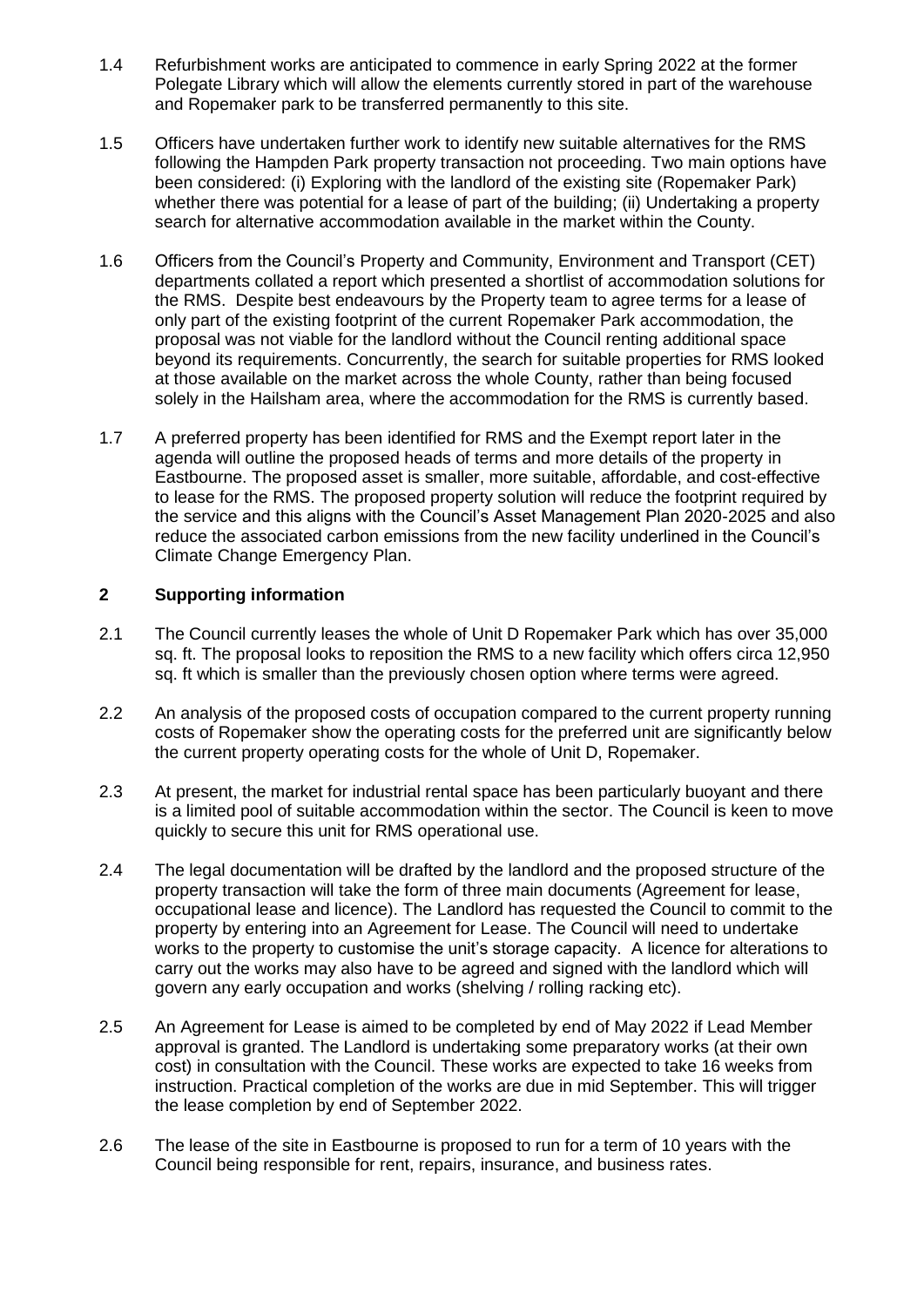1.4 Refurbishment works are anticipated to commence in early Spring 2022 at the former Polegate Library which will allow the elements currently stored in part of the warehouse and Ropemaker park to be transferred permanently to this site.

1.5 Officers have undertaken further work to identify new suitable alternatives for the RMS following the Hampden Park property transaction not proceeding. Two main options have been considered: (i) Exploring with the landlord of the existing site (Ropemaker Park) whether there was potential for a lease of part of the building; (ii) Undertaking a property search for alternative accommodation available in the market within the County.

1.6 Officers from the Council's Property and Community, Environment and Transport (CET) departments collated a report which presented a shortlist of accommodation solutions for the RMS. Despite best endeavours by the Property team to agree terms for a lease of only part of the existing footprint of the current Ropemaker Park accommodation, the proposal was not viable for the landlord without the Council renting additional space beyond its requirements. Concurrently, the search for suitable properties for RMS looked at those available on the market across the whole County, rather than being focused solely in the Hailsham area, where the accommodation for the RMS is currently based.

1.7 A preferred property has been identified for RMS and the Exempt report later in the agenda will outline the proposed heads of terms and more details of the property in Eastbourne. The proposed asset is smaller, more suitable, affordable, and cost-effective to lease for the RMS. The proposed property solution will reduce the footprint required by the service and this aligns with the Council's Asset Management Plan 2020-2025 and also reduce the associated carbon emissions from the new facility underlined in the Council's Climate Change Emergency Plan.

## 2 Supporting information

2.1 The Council currently leases the whole of Unit D Ropemaker Park which has over 35,000 sq. ft. The proposal looks to reposition the RMS to a new facility which offers circa 12,950 sq. ft which is smaller than the previously chosen option where terms were agreed.

2.2 An analysis of the proposed costs of occupation compared to the current property running costs of Ropemaker show the operating costs for the preferred unit are significantly below the current property operating costs for the whole of Unit D, Ropemaker.

2.3 At present, the market for industrial rental space has been particularly buoyant and there is a limited pool of suitable accommodation within the sector. The Council is keen to move quickly to secure this unit for RMS operational use.

2.4 The legal documentation will be drafted by the landlord and the proposed structure of the property transaction will take the form of three main documents (Agreement for lease, occupational lease and licence). The Landlord has requested the Council to commit to the property by entering into an Agreement for Lease. The Council will need to undertake works to the property to customise the unit's storage capacity. A licence for alterations to carry out the works may also have to be agreed and signed with the landlord which will govern any early occupation and works (shelving / rolling racking etc).

2.5 An Agreement for Lease is aimed to be completed by end of May 2022 if Lead Member approval is granted. The Landlord is undertaking some preparatory works (at their own cost) in consultation with the Council. These works are expected to take 16 weeks from instruction. Practical completion of the works are due in mid September. This will trigger the lease completion by end of September 2022.

2.6 The lease of the site in Eastbourne is proposed to run for a term of 10 years with the Council being responsible for rent, repairs, insurance, and business rates.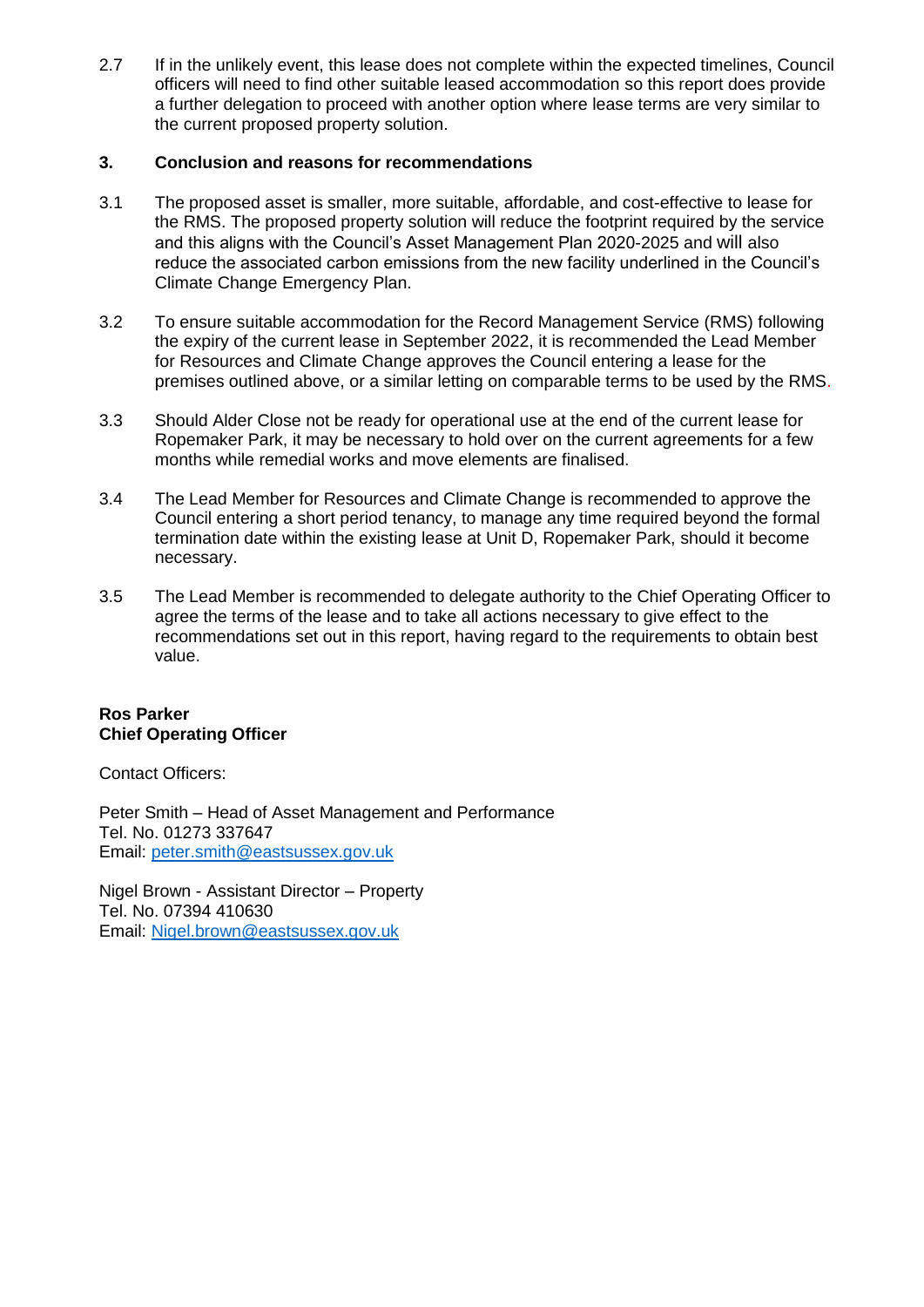2.7 If in the unlikely event, this lease does not complete within the expected timelines, Council officers will need to find other suitable leased accommodation so this report does provide a further delegation to proceed with another option where lease terms are very similar to the current proposed property solution.

### 3. Conclusion and reasons for recommendations

3.1 The proposed asset is smaller, more suitable, affordable, and cost-effective to lease for the RMS. The proposed property solution will reduce the footprint required by the service and this aligns with the Council's Asset Management Plan 2020-2025 and will also reduce the associated carbon emissions from the new facility underlined in the Council's Climate Change Emergency Plan.

3.2 To ensure suitable accommodation for the Record Management Service (RMS) following the expiry of the current lease in September 2022, it is recommended the Lead Member for Resources and Climate Change approves the Council entering a lease for the premises outlined above, or a similar letting on comparable terms to be used by the RMS.

3.3 Should Alder Close not be ready for operational use at the end of the current lease for Ropemaker Park, it may be necessary to hold over on the current agreements for a few months while remedial works and move elements are finalised.

3.4 The Lead Member for Resources and Climate Change is recommended to approve the Council entering a short period tenancy, to manage any time required beyond the formal termination date within the existing lease at Unit D, Ropemaker Park, should it become necessary.

3.5 The Lead Member is recommended to delegate authority to the Chief Operating Officer to agree the terms of the lease and to take all actions necessary to give effect to the recommendations set out in this report, having regard to the requirements to obtain best value.

**Ros Parker**
**Chief Operating Officer**

Contact Officers:

Peter Smith – Head of Asset Management and Performance
Tel. No. 01273 337647
Email: peter.smith@eastsussex.gov.uk

Nigel Brown - Assistant Director – Property
Tel. No. 07394 410630
Email: Nigel.brown@eastsussex.gov.uk